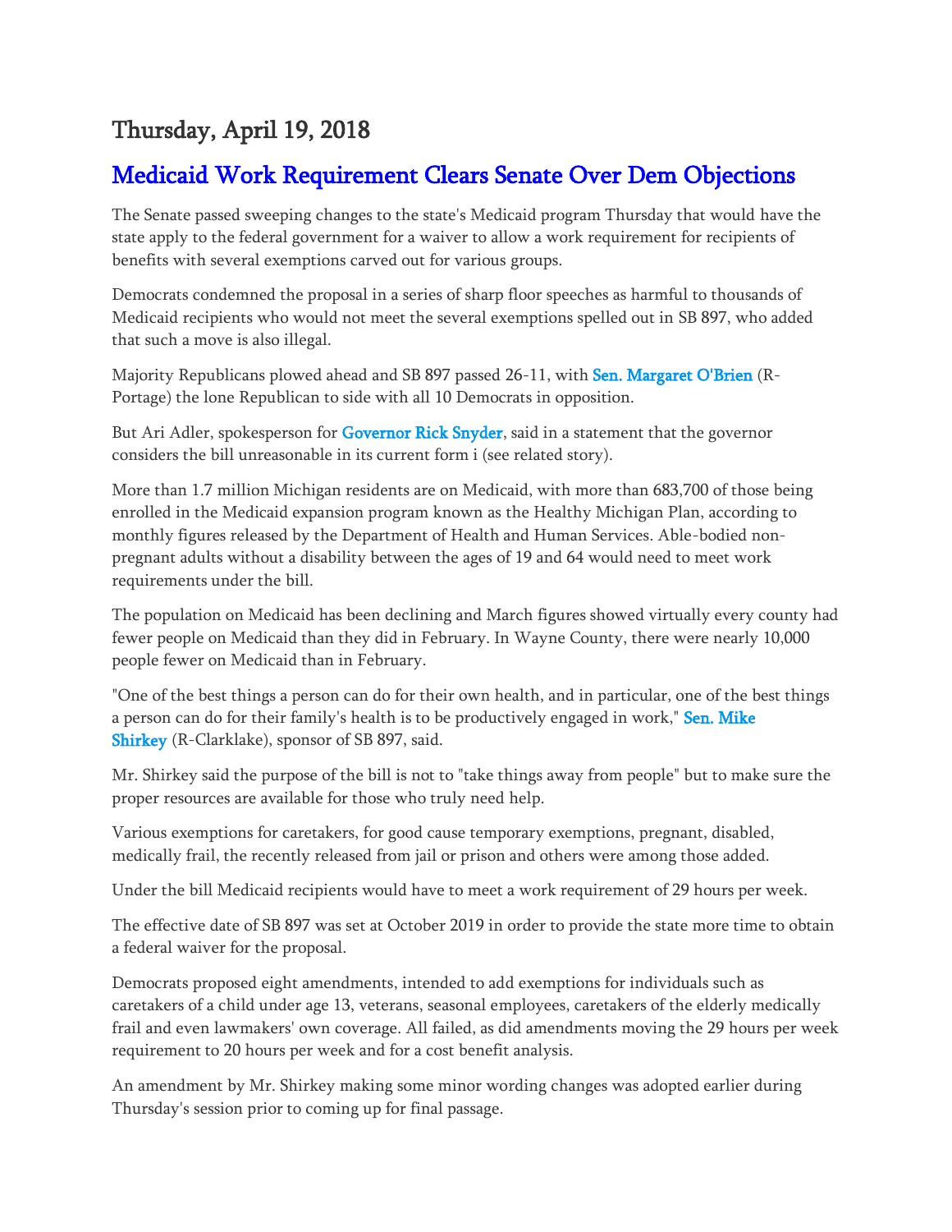## Thursday, April 19, 2018

## Medicaid Work Requirement Clears Senate Over Dem Objections

The Senate passed sweeping changes to the state's Medicaid program Thursday that would have the state apply to the federal government for a waiver to allow a work requirement for recipients of benefits with several exemptions carved out for various groups.

Democrats condemned the proposal in a series of sharp floor speeches as harmful to thousands of Medicaid recipients who would not meet the several exemptions spelled out in SB 897, who added that such a move is also illegal.

Majority Republicans plowed ahead and SB 897 passed 26-11, with Sen. Margaret O'Brien (R-Portage) the lone Republican to side with all 10 Democrats in opposition.

But Ari Adler, spokesperson for Governor Rick Snyder, said in a statement that the governor considers the bill unreasonable in its current form i (see related story).

More than 1.7 million Michigan residents are on Medicaid, with more than 683,700 of those being enrolled in the Medicaid expansion program known as the Healthy Michigan Plan, according to monthly figures released by the Department of Health and Human Services. Able-bodied non-pregnant adults without a disability between the ages of 19 and 64 would need to meet work requirements under the bill.

The population on Medicaid has been declining and March figures showed virtually every county had fewer people on Medicaid than they did in February. In Wayne County, there were nearly 10,000 people fewer on Medicaid than in February.

"One of the best things a person can do for their own health, and in particular, one of the best things a person can do for their family's health is to be productively engaged in work," Sen. Mike Shirkey (R-Clarklake), sponsor of SB 897, said.

Mr. Shirkey said the purpose of the bill is not to "take things away from people" but to make sure the proper resources are available for those who truly need help.

Various exemptions for caretakers, for good cause temporary exemptions, pregnant, disabled, medically frail, the recently released from jail or prison and others were among those added.

Under the bill Medicaid recipients would have to meet a work requirement of 29 hours per week.

The effective date of SB 897 was set at October 2019 in order to provide the state more time to obtain a federal waiver for the proposal.

Democrats proposed eight amendments, intended to add exemptions for individuals such as caretakers of a child under age 13, veterans, seasonal employees, caretakers of the elderly medically frail and even lawmakers' own coverage. All failed, as did amendments moving the 29 hours per week requirement to 20 hours per week and for a cost benefit analysis.

An amendment by Mr. Shirkey making some minor wording changes was adopted earlier during Thursday's session prior to coming up for final passage.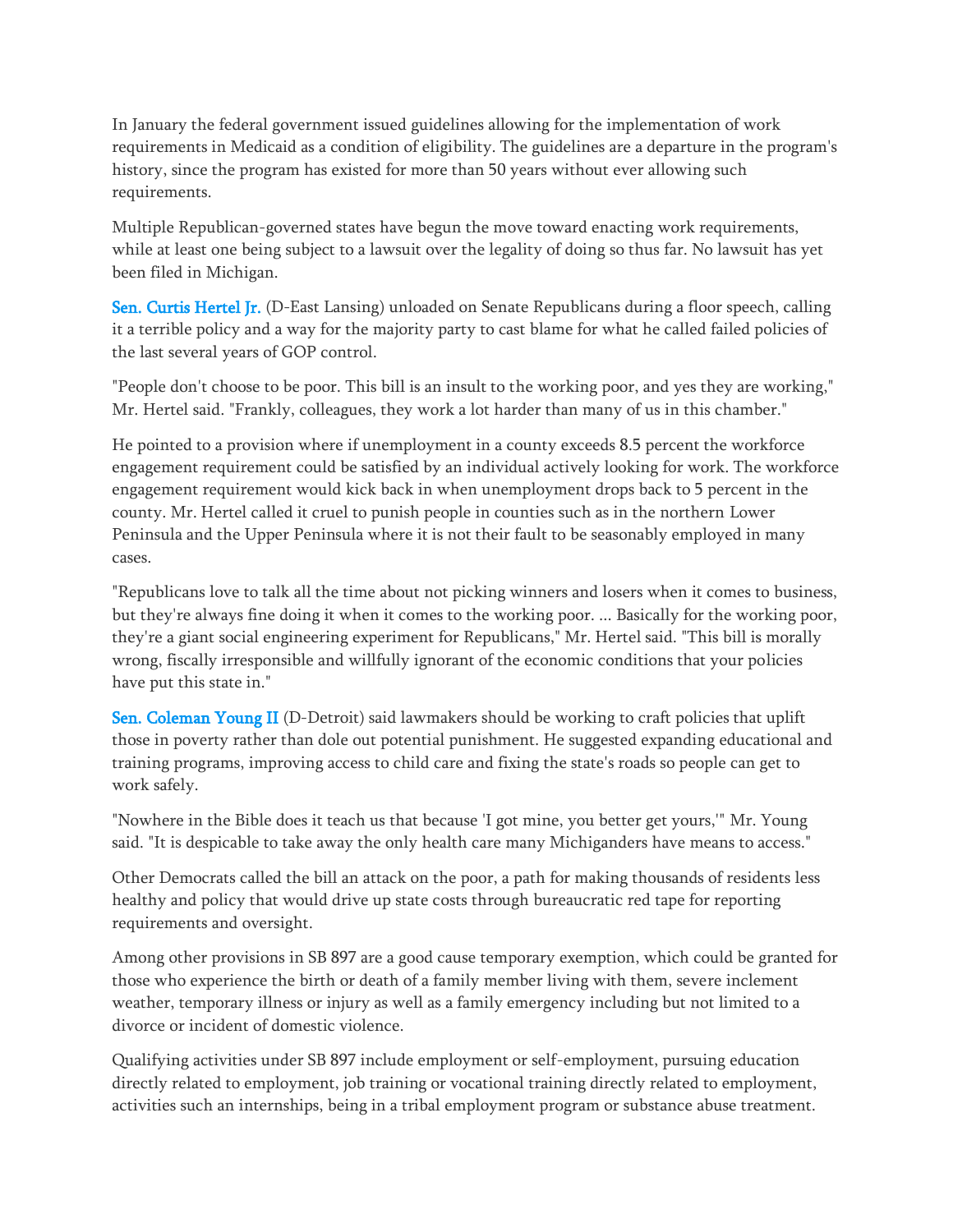In January the federal government issued guidelines allowing for the implementation of work requirements in Medicaid as a condition of eligibility. The guidelines are a departure in the program's history, since the program has existed for more than 50 years without ever allowing such requirements.

Multiple Republican-governed states have begun the move toward enacting work requirements, while at least one being subject to a lawsuit over the legality of doing so thus far. No lawsuit has yet been filed in Michigan.

Sen. Curtis Hertel Jr. (D-East Lansing) unloaded on Senate Republicans during a floor speech, calling it a terrible policy and a way for the majority party to cast blame for what he called failed policies of the last several years of GOP control.

"People don't choose to be poor. This bill is an insult to the working poor, and yes they are working," Mr. Hertel said. "Frankly, colleagues, they work a lot harder than many of us in this chamber."

He pointed to a provision where if unemployment in a county exceeds 8.5 percent the workforce engagement requirement could be satisfied by an individual actively looking for work. The workforce engagement requirement would kick back in when unemployment drops back to 5 percent in the county. Mr. Hertel called it cruel to punish people in counties such as in the northern Lower Peninsula and the Upper Peninsula where it is not their fault to be seasonably employed in many cases.

"Republicans love to talk all the time about not picking winners and losers when it comes to business, but they're always fine doing it when it comes to the working poor. ... Basically for the working poor, they're a giant social engineering experiment for Republicans," Mr. Hertel said. "This bill is morally wrong, fiscally irresponsible and willfully ignorant of the economic conditions that your policies have put this state in."

Sen. Coleman Young II (D-Detroit) said lawmakers should be working to craft policies that uplift those in poverty rather than dole out potential punishment. He suggested expanding educational and training programs, improving access to child care and fixing the state's roads so people can get to work safely.

"Nowhere in the Bible does it teach us that because 'I got mine, you better get yours,'" Mr. Young said. "It is despicable to take away the only health care many Michiganders have means to access."

Other Democrats called the bill an attack on the poor, a path for making thousands of residents less healthy and policy that would drive up state costs through bureaucratic red tape for reporting requirements and oversight.

Among other provisions in SB 897 are a good cause temporary exemption, which could be granted for those who experience the birth or death of a family member living with them, severe inclement weather, temporary illness or injury as well as a family emergency including but not limited to a divorce or incident of domestic violence.

Qualifying activities under SB 897 include employment or self-employment, pursuing education directly related to employment, job training or vocational training directly related to employment, activities such an internships, being in a tribal employment program or substance abuse treatment.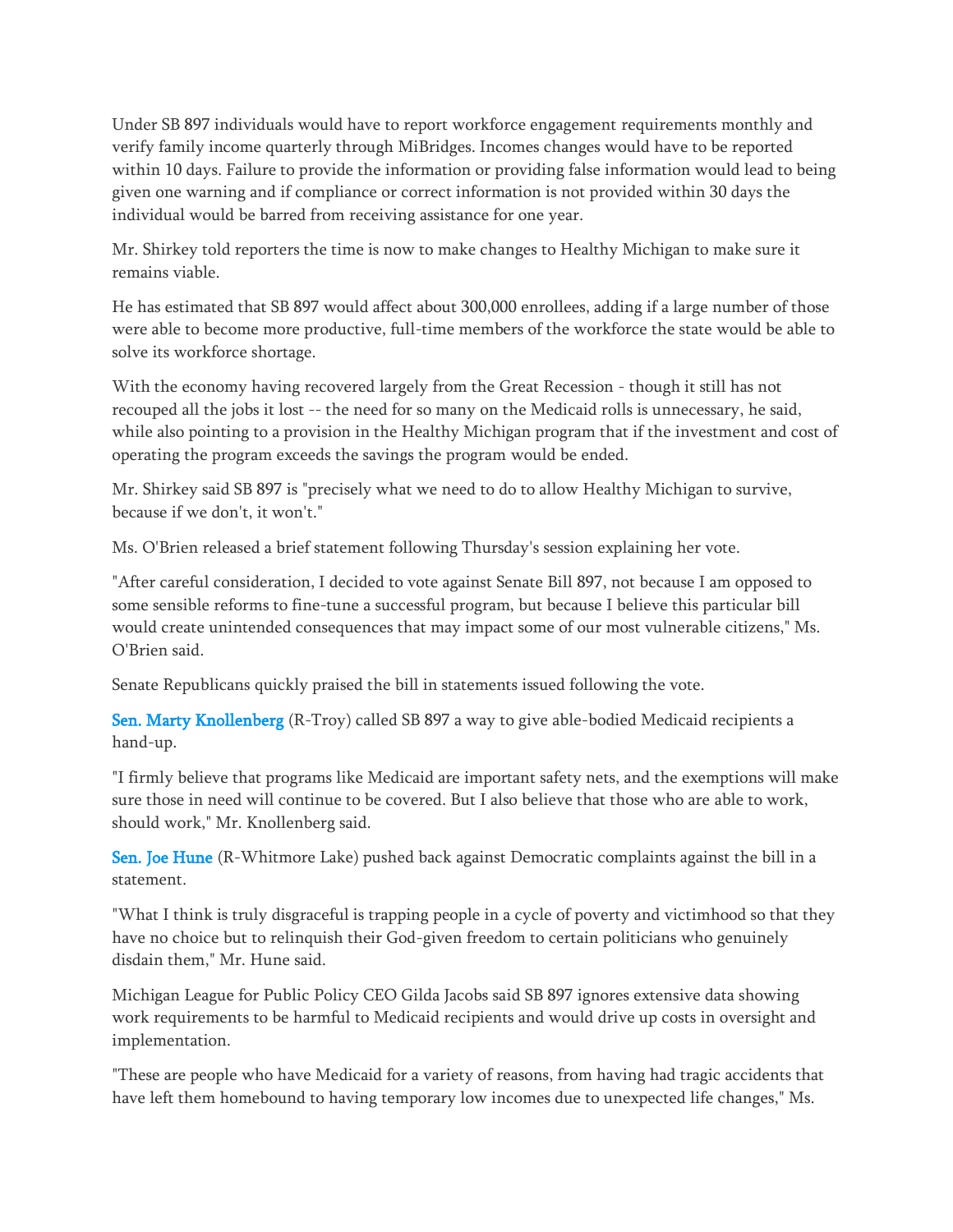Under SB 897 individuals would have to report workforce engagement requirements monthly and verify family income quarterly through MiBridges. Incomes changes would have to be reported within 10 days. Failure to provide the information or providing false information would lead to being given one warning and if compliance or correct information is not provided within 30 days the individual would be barred from receiving assistance for one year.

Mr. Shirkey told reporters the time is now to make changes to Healthy Michigan to make sure it remains viable.

He has estimated that SB 897 would affect about 300,000 enrollees, adding if a large number of those were able to become more productive, full-time members of the workforce the state would be able to solve its workforce shortage.

With the economy having recovered largely from the Great Recession - though it still has not recouped all the jobs it lost -- the need for so many on the Medicaid rolls is unnecessary, he said, while also pointing to a provision in the Healthy Michigan program that if the investment and cost of operating the program exceeds the savings the program would be ended.

Mr. Shirkey said SB 897 is "precisely what we need to do to allow Healthy Michigan to survive, because if we don't, it won't."

Ms. O'Brien released a brief statement following Thursday's session explaining her vote.

"After careful consideration, I decided to vote against Senate Bill 897, not because I am opposed to some sensible reforms to fine-tune a successful program, but because I believe this particular bill would create unintended consequences that may impact some of our most vulnerable citizens," Ms. O'Brien said.

Senate Republicans quickly praised the bill in statements issued following the vote.

Sen. Marty Knollenberg (R-Troy) called SB 897 a way to give able-bodied Medicaid recipients a hand-up.

"I firmly believe that programs like Medicaid are important safety nets, and the exemptions will make sure those in need will continue to be covered. But I also believe that those who are able to work, should work," Mr. Knollenberg said.

Sen. Joe Hune (R-Whitmore Lake) pushed back against Democratic complaints against the bill in a statement.

"What I think is truly disgraceful is trapping people in a cycle of poverty and victimhood so that they have no choice but to relinquish their God-given freedom to certain politicians who genuinely disdain them," Mr. Hune said.

Michigan League for Public Policy CEO Gilda Jacobs said SB 897 ignores extensive data showing work requirements to be harmful to Medicaid recipients and would drive up costs in oversight and implementation.

"These are people who have Medicaid for a variety of reasons, from having had tragic accidents that have left them homebound to having temporary low incomes due to unexpected life changes," Ms.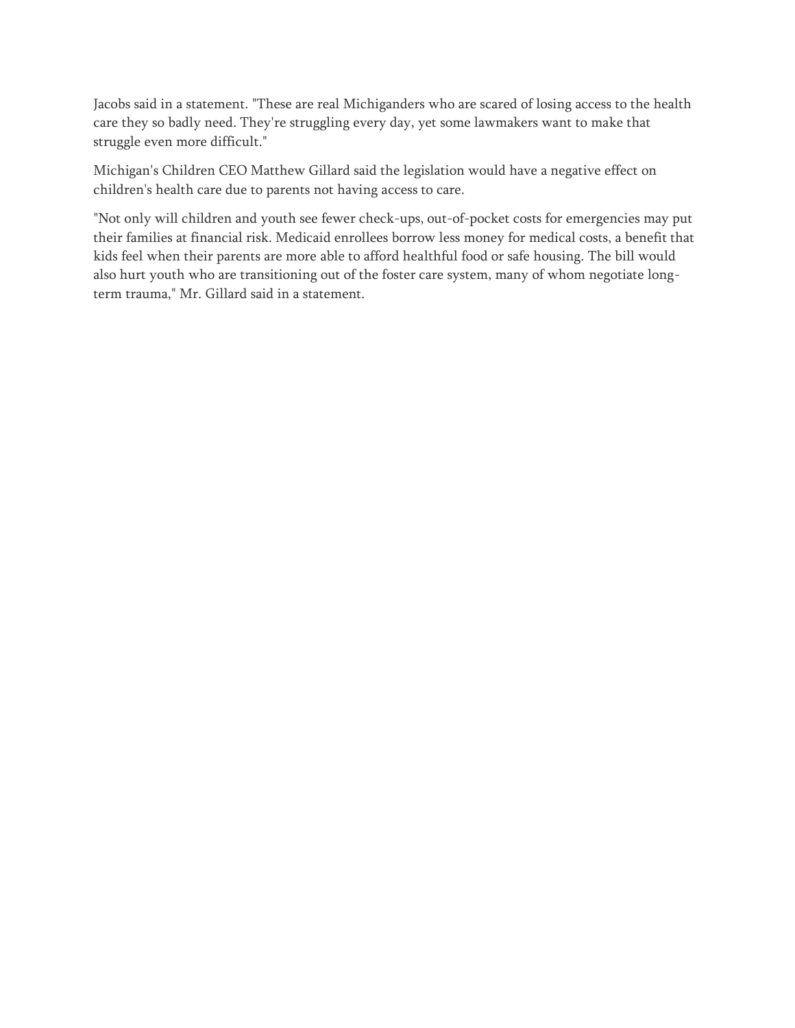Jacobs said in a statement. "These are real Michiganders who are scared of losing access to the health care they so badly need. They're struggling every day, yet some lawmakers want to make that struggle even more difficult."

Michigan's Children CEO Matthew Gillard said the legislation would have a negative effect on children's health care due to parents not having access to care.

"Not only will children and youth see fewer check-ups, out-of-pocket costs for emergencies may put their families at financial risk. Medicaid enrollees borrow less money for medical costs, a benefit that kids feel when their parents are more able to afford healthful food or safe housing. The bill would also hurt youth who are transitioning out of the foster care system, many of whom negotiate long-term trauma," Mr. Gillard said in a statement.